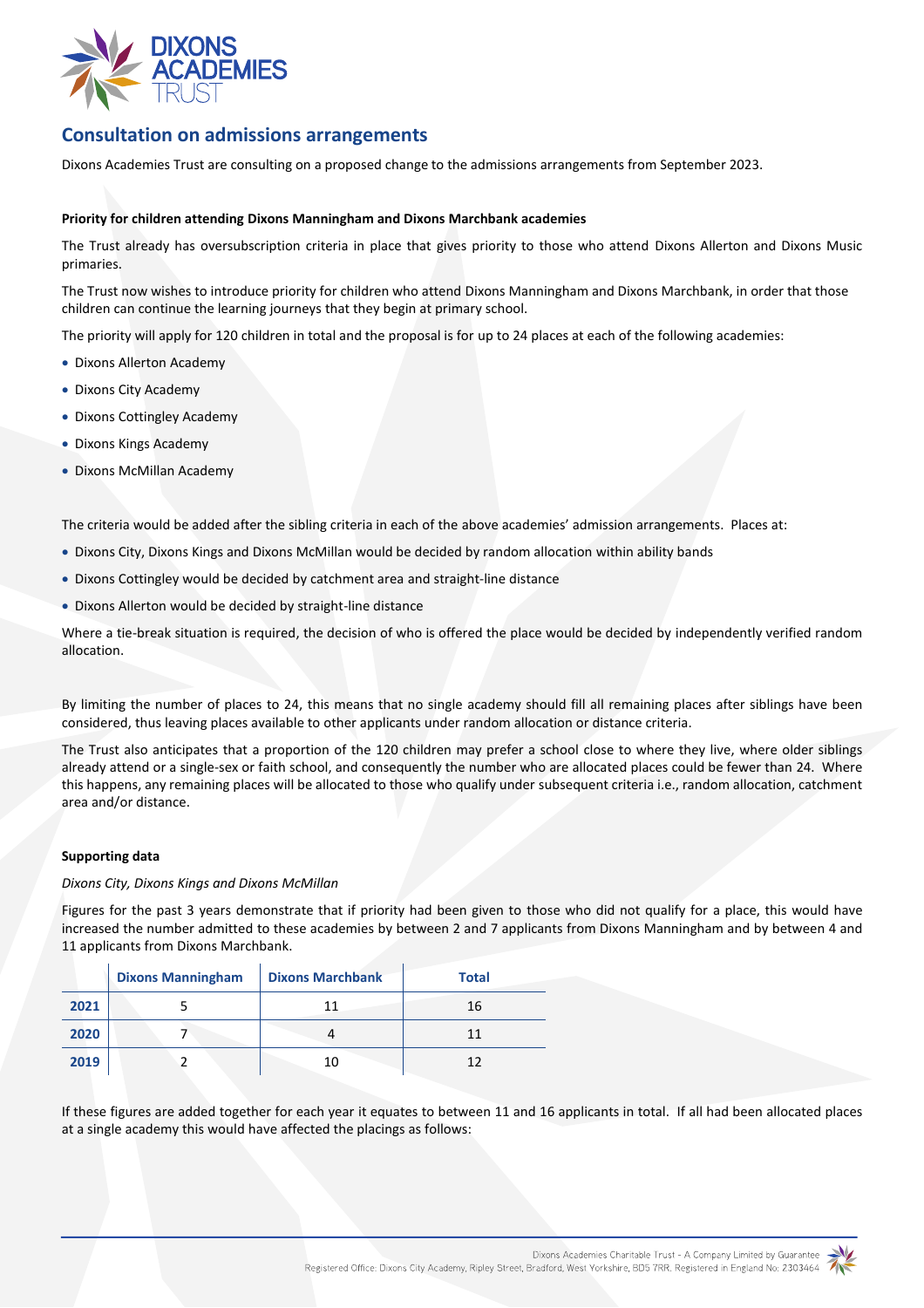## Consultation on admissions arrangements

Dixons Academies Trust are consulting on a proposed change to the admissions arrangements from September 2023.

**Priority for children attending Dixons Manningham and Dixons Marchbank academies**

The Trust already has oversubscription criteria in place that gives priority to those who attend Dixons Allerton and Dixons Music primaries.

The Trust now wishes to introduce priority for children who attend Dixons Manningham and Dixons Marchbank, in order that those children can continue the learning journeys that they begin at primary school.

The priority will apply for 120 children in total and the proposal is for up to 24 places at each of the following academies:

- Dixons Allerton Academy
- Dixons City Academy
- Dixons Cottingley Academy
- Dixons Kings Academy
- Dixons McMillan Academy

The criteria would be added after the sibling criteria in each of the above academies' admission arrangements. Places at:

- Dixons City, Dixons Kings and Dixons McMillan would be decided by random allocation within ability bands
- Dixons Cottingley would be decided by catchment area and straight-line distance
- Dixons Allerton would be decided by straight-line distance

Where a tie-break situation is required, the decision of who is offered the place would be decided by independently verified random allocation.

By limiting the number of places to 24, this means that no single academy should fill all remaining places after siblings have been considered, thus leaving places available to other applicants under random allocation or distance criteria.

The Trust also anticipates that a proportion of the 120 children may prefer a school close to where they live, where older siblings already attend or a single-sex or faith school, and consequently the number who are allocated places could be fewer than 24. Where this happens, any remaining places will be allocated to those who qualify under subsequent criteria i.e., random allocation, catchment area and/or distance.

**Supporting data**

*Dixons City, Dixons Kings and Dixons McMillan*

Figures for the past 3 years demonstrate that if priority had been given to those who did not qualify for a place, this would have increased the number admitted to these academies by between 2 and 7 applicants from Dixons Manningham and by between 4 and 11 applicants from Dixons Marchbank.

| | Dixons Manningham | Dixons Marchbank | Total |
|---|---|---|---|
| **2021** | 5 | 11 | 16 |
| **2020** | 7 | 4 | 11 |
| **2019** | 2 | 10 | 12 |

If these figures are added together for each year it equates to between 11 and 16 applicants in total. If all had been allocated places at a single academy this would have affected the placings as follows: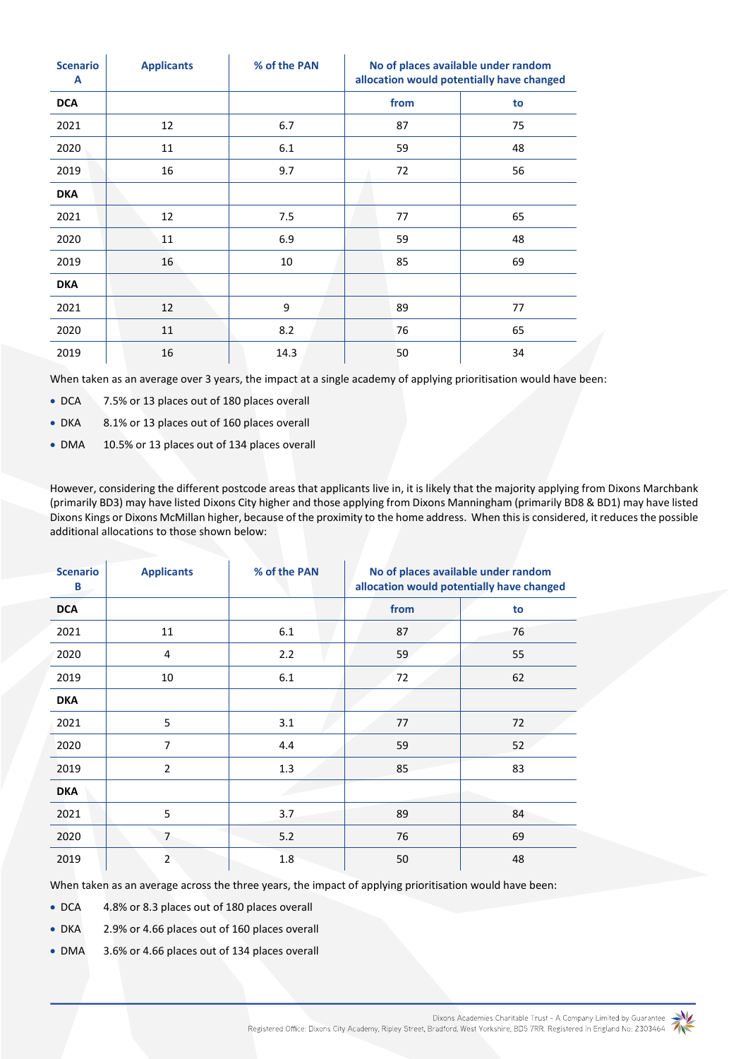| Scenario A | Applicants | % of the PAN | No of places available under random allocation would potentially have changed | |
|---|---|---|---|---|
| **DCA** | | | from | to |
| 2021 | 12 | 6.7 | 87 | 75 |
| 2020 | 11 | 6.1 | 59 | 48 |
| 2019 | 16 | 9.7 | 72 | 56 |
| **DKA** | | | | |
| 2021 | 12 | 7.5 | 77 | 65 |
| 2020 | 11 | 6.9 | 59 | 48 |
| 2019 | 16 | 10 | 85 | 69 |
| **DKA** | | | | |
| 2021 | 12 | 9 | 89 | 77 |
| 2020 | 11 | 8.2 | 76 | 65 |
| 2019 | 16 | 14.3 | 50 | 34 |

When taken as an average over 3 years, the impact at a single academy of applying prioritisation would have been:

- DCA 7.5% or 13 places out of 180 places overall
- DKA 8.1% or 13 places out of 160 places overall
- DMA 10.5% or 13 places out of 134 places overall

However, considering the different postcode areas that applicants live in, it is likely that the majority applying from Dixons Marchbank (primarily BD3) may have listed Dixons City higher and those applying from Dixons Manningham (primarily BD8 & BD1) may have listed Dixons Kings or Dixons McMillan higher, because of the proximity to the home address. When this is considered, it reduces the possible additional allocations to those shown below:

| Scenario B | Applicants | % of the PAN | No of places available under random allocation would potentially have changed | |
|---|---|---|---|---|
| **DCA** | | | from | to |
| 2021 | 11 | 6.1 | 87 | 76 |
| 2020 | 4 | 2.2 | 59 | 55 |
| 2019 | 10 | 6.1 | 72 | 62 |
| **DKA** | | | | |
| 2021 | 5 | 3.1 | 77 | 72 |
| 2020 | 7 | 4.4 | 59 | 52 |
| 2019 | 2 | 1.3 | 85 | 83 |
| **DKA** | | | | |
| 2021 | 5 | 3.7 | 89 | 84 |
| 2020 | 7 | 5.2 | 76 | 69 |
| 2019 | 2 | 1.8 | 50 | 48 |

When taken as an average across the three years, the impact of applying prioritisation would have been:

- DCA 4.8% or 8.3 places out of 180 places overall
- DKA 2.9% or 4.66 places out of 160 places overall
- DMA 3.6% or 4.66 places out of 134 places overall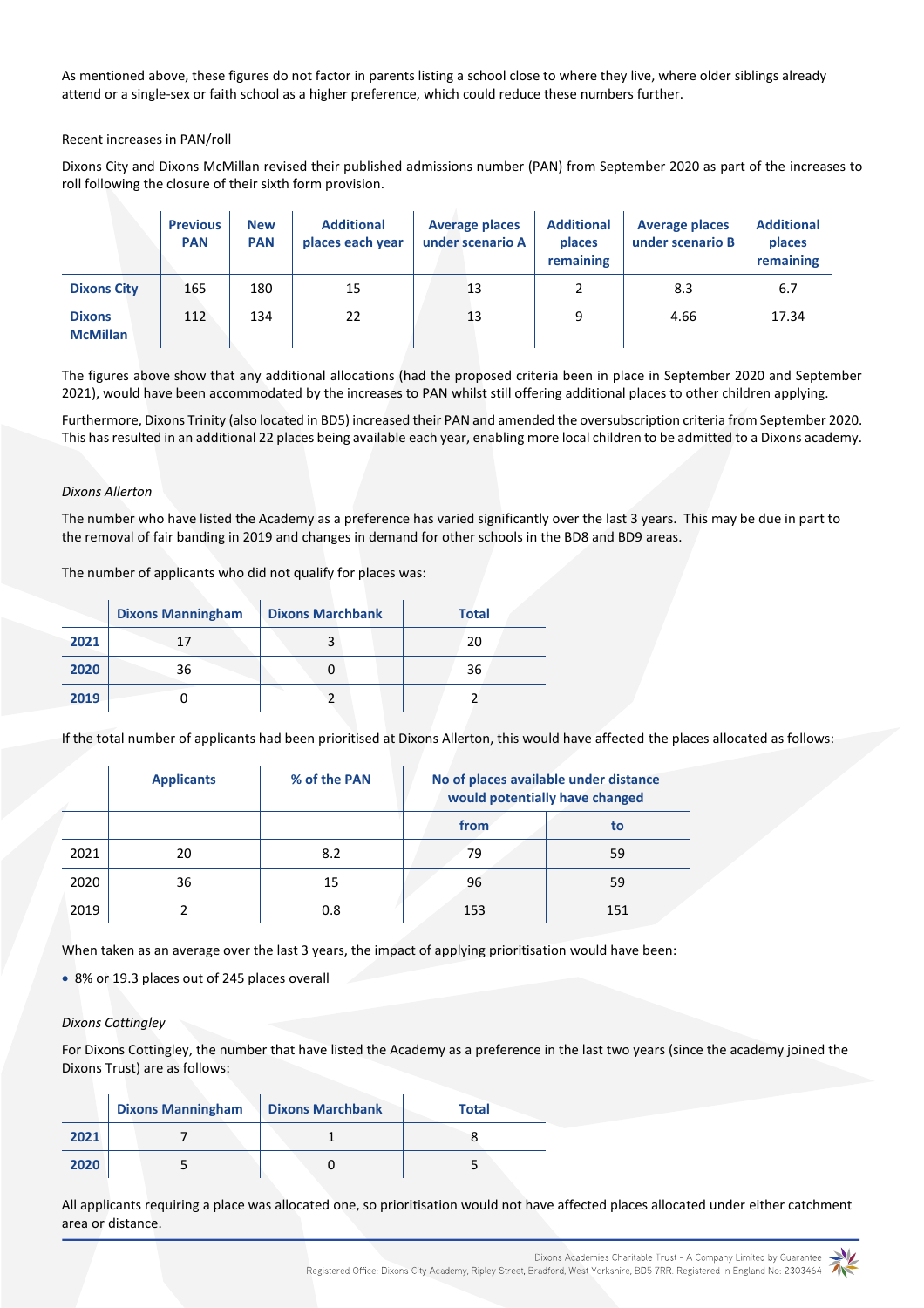As mentioned above, these figures do not factor in parents listing a school close to where they live, where older siblings already attend or a single-sex or faith school as a higher preference, which could reduce these numbers further.

Recent increases in PAN/roll

Dixons City and Dixons McMillan revised their published admissions number (PAN) from September 2020 as part of the increases to roll following the closure of their sixth form provision.

| | Previous PAN | New PAN | Additional places each year | Average places under scenario A | Additional places remaining | Average places under scenario B | Additional places remaining |
|---|---|---|---|---|---|---|---|
| **Dixons City** | 165 | 180 | 15 | 13 | 2 | 8.3 | 6.7 |
| **Dixons McMillan** | 112 | 134 | 22 | 13 | 9 | 4.66 | 17.34 |

The figures above show that any additional allocations (had the proposed criteria been in place in September 2020 and September 2021), would have been accommodated by the increases to PAN whilst still offering additional places to other children applying.

Furthermore, Dixons Trinity (also located in BD5) increased their PAN and amended the oversubscription criteria from September 2020. This has resulted in an additional 22 places being available each year, enabling more local children to be admitted to a Dixons academy.

*Dixons Allerton*

The number who have listed the Academy as a preference has varied significantly over the last 3 years. This may be due in part to the removal of fair banding in 2019 and changes in demand for other schools in the BD8 and BD9 areas.

The number of applicants who did not qualify for places was:

| | Dixons Manningham | Dixons Marchbank | Total |
|---|---|---|---|
| **2021** | 17 | 3 | 20 |
| **2020** | 36 | 0 | 36 |
| **2019** | 0 | 2 | 2 |

If the total number of applicants had been prioritised at Dixons Allerton, this would have affected the places allocated as follows:

| | Applicants | % of the PAN | No of places available under distance would potentially have changed | |
|---|---|---|---|---|
| | | | from | to |
| 2021 | 20 | 8.2 | 79 | 59 |
| 2020 | 36 | 15 | 96 | 59 |
| 2019 | 2 | 0.8 | 153 | 151 |

When taken as an average over the last 3 years, the impact of applying prioritisation would have been:

- 8% or 19.3 places out of 245 places overall

*Dixons Cottingley*

For Dixons Cottingley, the number that have listed the Academy as a preference in the last two years (since the academy joined the Dixons Trust) are as follows:

| | Dixons Manningham | Dixons Marchbank | Total |
|---|---|---|---|
| **2021** | 7 | 1 | 8 |
| **2020** | 5 | 0 | 5 |

All applicants requiring a place was allocated one, so prioritisation would not have affected places allocated under either catchment area or distance.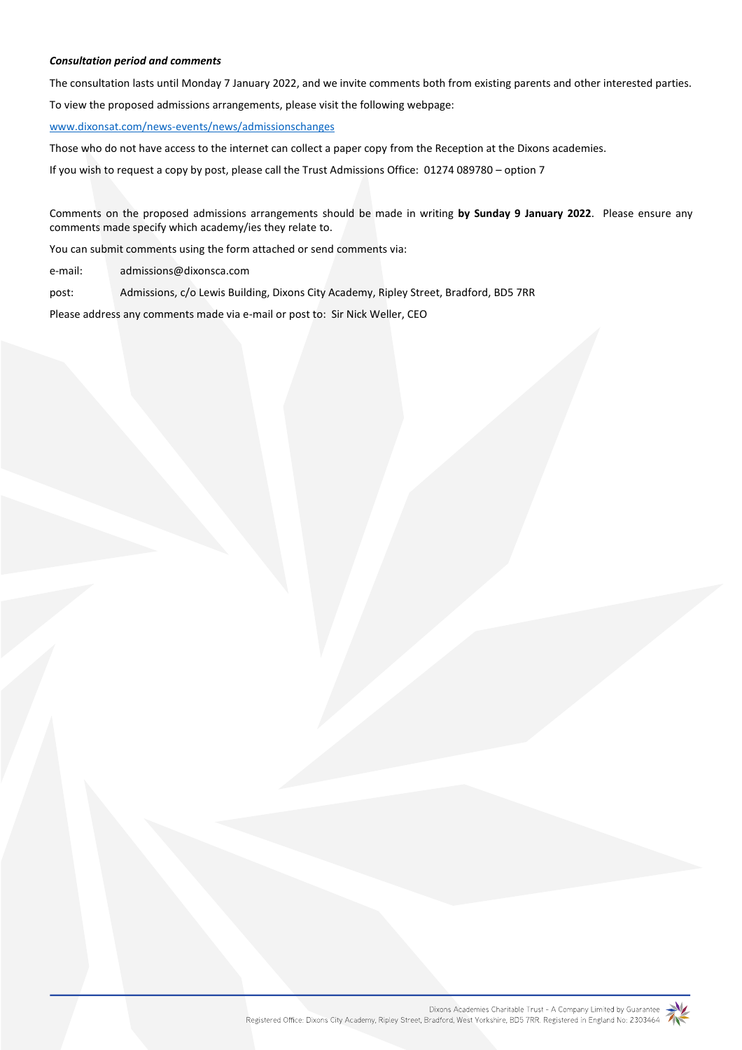***Consultation period and comments***

The consultation lasts until Monday 7 January 2022, and we invite comments both from existing parents and other interested parties.

To view the proposed admissions arrangements, please visit the following webpage:

[www.dixonsat.com/news-events/news/admissionschanges](www.dixonsat.com/news-events/news/admissionschanges)

Those who do not have access to the internet can collect a paper copy from the Reception at the Dixons academies.

If you wish to request a copy by post, please call the Trust Admissions Office: 01274 089780 – option 7

Comments on the proposed admissions arrangements should be made in writing **by Sunday 9 January 2022**. Please ensure any comments made specify which academy/ies they relate to.

You can submit comments using the form attached or send comments via:

e-mail: admissions@dixonsca.com

post: Admissions, c/o Lewis Building, Dixons City Academy, Ripley Street, Bradford, BD5 7RR

Please address any comments made via e-mail or post to: Sir Nick Weller, CEO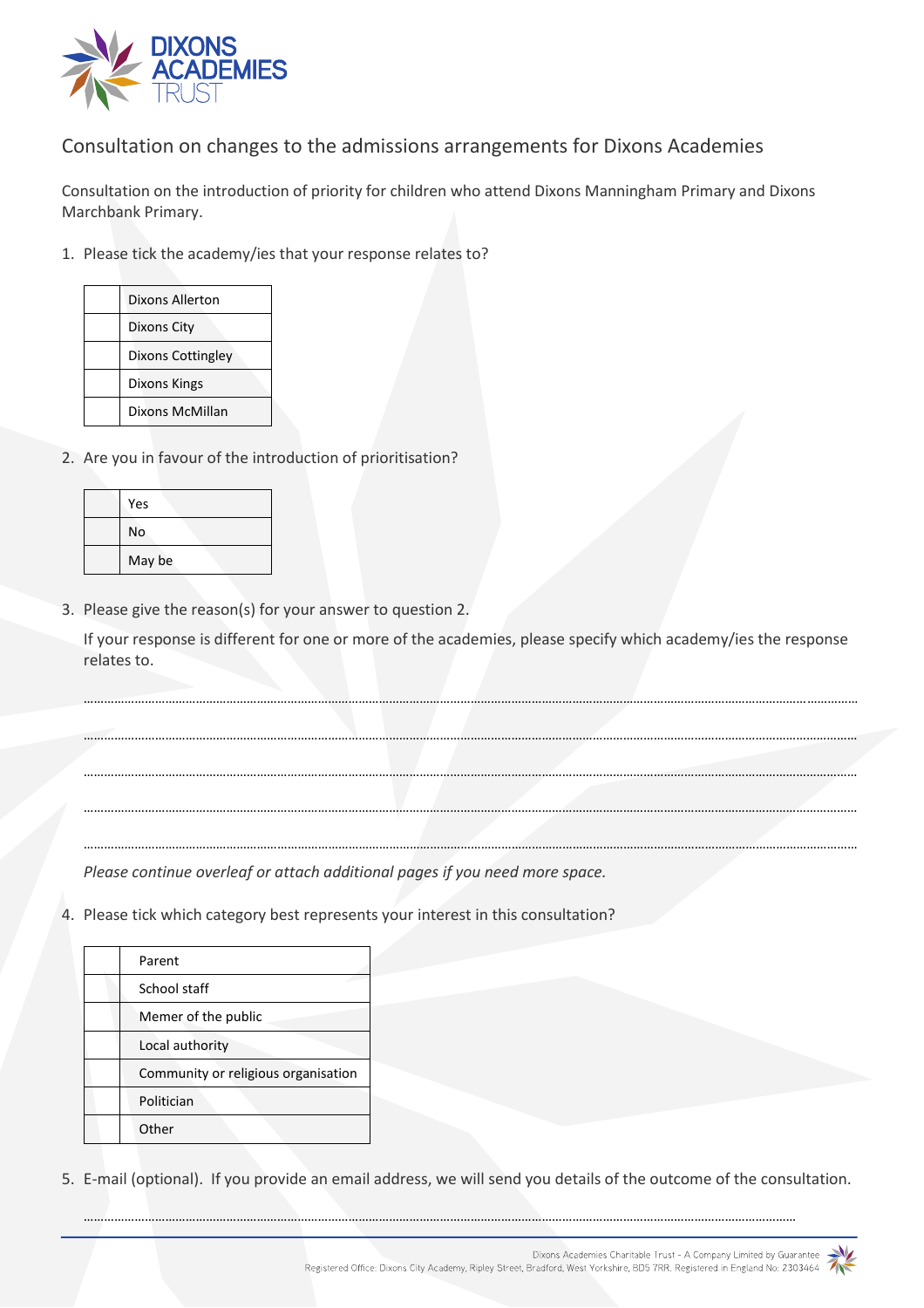# Consultation on changes to the admissions arrangements for Dixons Academies

Consultation on the introduction of priority for children who attend Dixons Manningham Primary and Dixons Marchbank Primary.

1. Please tick the academy/ies that your response relates to?

| | |
|---|---|
| | Dixons Allerton |
| | Dixons City |
| | Dixons Cottingley |
| | Dixons Kings |
| | Dixons McMillan |

2. Are you in favour of the introduction of prioritisation?

| | |
|---|---|
| | Yes |
| | No |
| | May be |

3. Please give the reason(s) for your answer to question 2.

   If your response is different for one or more of the academies, please specify which academy/ies the response relates to.

   ……………………………………………………………………………………………………………………………………………

   ……………………………………………………………………………………………………………………………………………

   ……………………………………………………………………………………………………………………………………………

   ……………………………………………………………………………………………………………………………………………

   ……………………………………………………………………………………………………………………………………………

   *Please continue overleaf or attach additional pages if you need more space.*

4. Please tick which category best represents your interest in this consultation?

| | |
|---|---|
| | Parent |
| | School staff |
| | Memer of the public |
| | Local authority |
| | Community or religious organisation |
| | Politician |
| | Other |

5. E-mail (optional). If you provide an email address, we will send you details of the outcome of the consultation.

   ……………………………………………………………………………………………………………………………………

Dixons Academies Charitable Trust - A Company Limited by Guarantee
Registered Office: Dixons City Academy, Ripley Street, Bradford, West Yorkshire, BD5 7RR. Registered in England No: 2303464